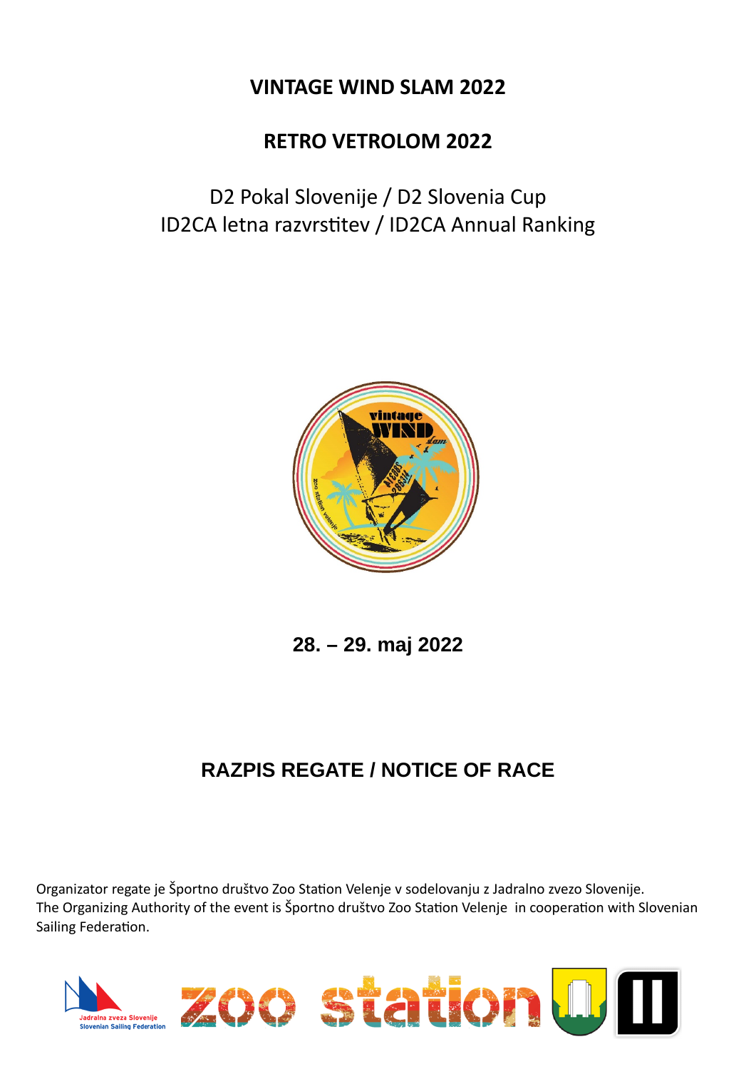# VINTAGE WIND SLAM 2022

# RETRO VETROLOM 2022

D2 Pokal Slovenije / D2 Slovenia Cup
ID2CA letna razvrstitev / ID2CA Annual Ranking

**28. – 29. maj 2022**

## RAZPIS REGATE / NOTICE OF RACE

Organizator regate je Športno društvo Zoo Station Velenje v sodelovanju z Jadralno zvezo Slovenije.
The Organizing Authority of the event is Športno društvo Zoo Station Velenje in cooperation with Slovenian Sailing Federation.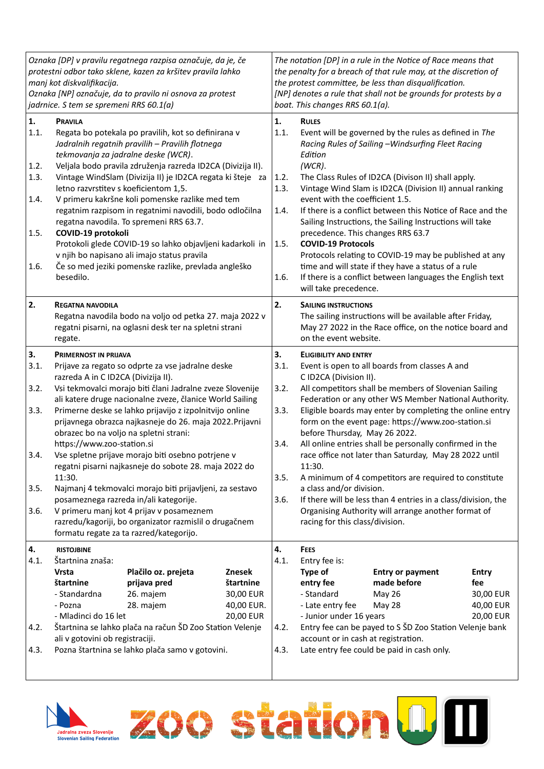*Oznaka [DP] v pravilu regatnega razpisa označuje, da je, če protestni odbor tako sklene, kazen za kršitev pravila lahko manj kot diskvalifikacija.*
*Oznaka [NP] označuje, da to pravilo ni osnova za protest jadrnice. S tem se spremeni RRS 60.1(a)*

*The notation [DP] in a rule in the Notice of Race means that the penalty for a breach of that rule may, at the discretion of the protest committee, be less than disqualification.*
*[NP] denotes a rule that shall not be grounds for protests by a boat. This changes RRS 60.1(a).*

## 1. PRAVILA

1.1. Regata bo potekala po pravilih, kot so definirana v *Jadralnih regatnih pravilih – Pravilih flotnega tekmovanja za jadralne deske (WCR)*.
1.2. Veljala bodo pravila združenja razreda ID2CA (Divizija II).
1.3. Vintage WindSlam (Divizija II) je ID2CA regata ki šteje za letno razvrstitev s koeficientom 1,5.
1.4. V primeru kakršne koli pomenske razlike med tem regatnim razpisom in regatnimi navodili, bodo odločilna regatna navodila. To spremeni RRS 63.7.
1.5. **COVID-19 protokoli**
Protokoli glede COVID-19 so lahko objavljeni kadarkoli in v njih bo napisano ali imajo status pravila
1.6. Če so med jeziki pomenske razlike, prevlada angleško besedilo.

## 1. RULES

1.1. Event will be governed by the rules as defined in *The Racing Rules of Sailing –Windsurfing Fleet Racing Edition (WCR)*.
1.2. The Class Rules of ID2CA (Divison II) shall apply.
1.3. Vintage Wind Slam is ID2CA (Division II) annual ranking event with the coefficient 1.5.
1.4. If there is a conflict between this Notice of Race and the Sailing Instructions, the Sailing Instructions will take precedence. This changes RRS 63.7
1.5. **COVID-19 Protocols**
Protocols relating to COVID-19 may be published at any time and will state if they have a status of a rule
1.6. If there is a conflict between languages the English text will take precedence.

## 2. REGATNA NAVODILA

Regatna navodila bodo na voljo od petka 27. maja 2022 v regatni pisarni, na oglasni desk ter na spletni strani regate.

## 2. SAILING INSTRUCTIONS

The sailing instructions will be available after Friday, May 27 2022 in the Race office, on the notice board and on the event website.

## 3. PRIMERNOST IN PRIJAVA

3.1. Prijave za regato so odprte za vse jadralne deske razreda A in C ID2CA (Divizija II).
3.2. Vsi tekmovalci morajo biti člani Jadralne zveze Slovenije ali katere druge nacionalne zveze, članice World Sailing
3.3. Primerne deske se lahko prijavijo z izpolnitvijo online prijavnega obrazca najkasneje do 26. maja 2022.Prijavni obrazec bo na voljo na spletni strani: https://www.zoo-station.si
3.4. Vse spletne prijave morajo biti osebno potrjene v regatni pisarni najkasneje do sobote 28. maja 2022 do 11:30.
3.5. Najmanj 4 tekmovalci morajo biti prijavljeni, za sestavo posameznega razreda in/ali kategorije.
3.6. V primeru manj kot 4 prijav v posameznem razredu/kagoriji, bo organizator razmislil o drugačnem formatu regate za ta razred/kategorijo.

## 3. ELIGIBILITY AND ENTRY

3.1. Event is open to all boards from classes A and C ID2CA (Division II).
3.2. All competitors shall be members of Slovenian Sailing Federation or any other WS Member National Authority.
3.3. Eligible boards may enter by completing the online entry form on the event page: https://www.zoo-station.si before Thursday, May 26 2022.
3.4. All online entries shall be personally confirmed in the race office not later than Saturday, May 28 2022 until 11:30.
3.5. A minimum of 4 competitors are required to constitute a class and/or division.
3.6. If there will be less than 4 entries in a class/division, the Organising Authority will arrange another format of racing for this class/division.

## 4. RISTOJBINE

4.1. Štartnina znaša:

| Vrsta štartnine | Plačilo oz. prejeta prijava pred | Znesek štartnine |
|---|---|---|
| - Standardna | 26. majem | 30,00 EUR |
| - Pozna | 28. majem | 40,00 EUR. |
| - Mladinci do 16 let | | 20,00 EUR |

4.2. Štartnina se lahko plača na račun ŠD Zoo Station Velenje ali v gotovini ob registraciji.
4.3. Pozna štartnina se lahko plača samo v gotovini.

## 4. FEES

4.1. Entry fee is:

| Type of entry fee | Entry or payment made before | Entry fee |
|---|---|---|
| - Standard | May 26 | 30,00 EUR |
| - Late entry fee | May 28 | 40,00 EUR |
| - Junior under 16 years | | 20,00 EUR |

4.2. Entry fee can be payed to S ŠD Zoo Station Velenje bank account or in cash at registration.
4.3. Late entry fee could be paid in cash only.

Jadralna zveza Slovenije
Slovenian Sailing Federation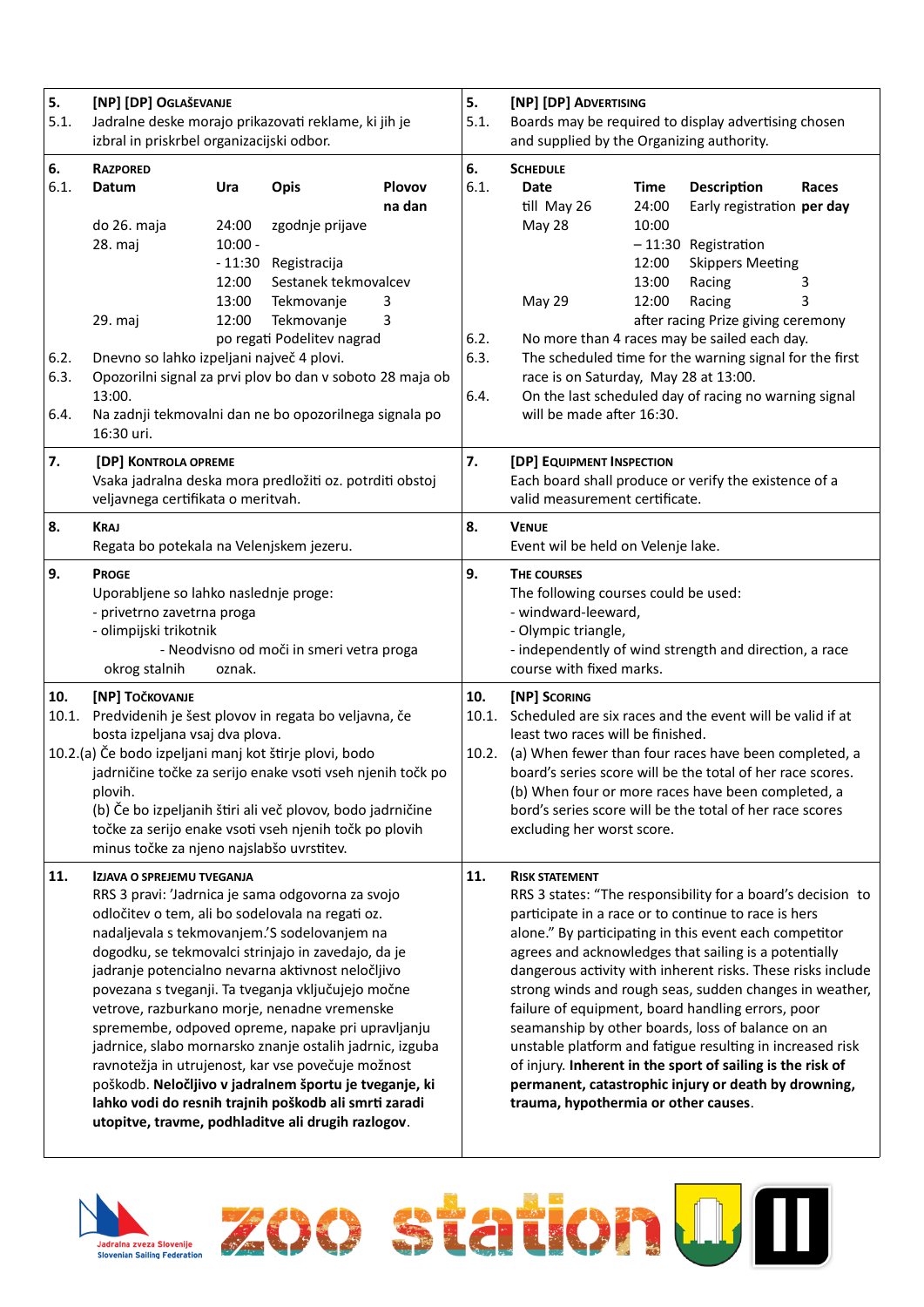## 5. [NP] [DP] Oglaševanje

5.1. Jadralne deske morajo prikazovati reklame, ki jih je izbral in priskrbel organizacijski odbor.

## 6. Razpored

6.1.

| Datum | Ura | Opis | Plovov na dan |
|---|---|---|---|
| do 26. maja | 24:00 | zgodnje prijave | |
| 28. maj | 10:00 - - 11:30 | Registracija | |
| | 12:00 | Sestanek tekmovalcev | |
| | 13:00 | Tekmovanje | 3 |
| 29. maj | 12:00 | Tekmovanje | 3 |
| | po regati | Podelitev nagrad | |

6.2. Dnevno so lahko izpeljani največ 4 plovi.

6.3. Opozorilni signal za prvi plov bo dan v soboto 28 maja ob 13:00.

6.4. Na zadnji tekmovalni dan ne bo opozorilnega signala po 16:30 uri.

## 7. [DP] Kontrola opreme

Vsaka jadralna deska mora predložiti oz. potrditi obstoj veljavnega certifikata o meritvah.

## 8. Kraj

Regata bo potekala na Velenjskem jezeru.

## 9. Proge

Uporabljene so lahko naslednje proge:
- privetrno zavetrna proga
- olimpijski trikotnik
- Neodvisno od moči in smeri vetra proga okrog stalnih oznak.

## 10. [NP] Točkovanje

10.1. Predvidenih je šest plovov in regata bo veljavna, če bosta izpeljana vsaj dva plova.

10.2.(a) Če bodo izpeljani manj kot štirje plovi, bodo jadrničine točke za serijo enake vsoti vseh njenih točk po plovih.

(b) Če bo izpeljanih štiri ali več plovov, bodo jadrničine točke za serijo enake vsoti vseh njenih točk po plovih minus točke za njeno najslabšo uvrstitev.

## 11. Izjava o sprejemu tveganja

RRS 3 pravi: 'Jadrnica je sama odgovorna za svojo odločitev o tem, ali bo sodelovala na regati oz. nadaljevala s tekmovanjem.'S sodelovanjem na dogodku, se tekmovalci strinjajo in zavedajo, da je jadranje potencialno nevarna aktivnost neločljivo povezana s tveganji. Ta tveganja vključujejo močne vetrove, razburkano morje, nenadne vremenske spremembe, odpoved opreme, napake pri upravljanju jadrnice, slabo mornarsko znanje ostalih jadrnic, izguba ravnotežja in utrujenost, kar vse povečuje možnost poškodb. **Neločljivo v jadralnem športu je tveganje, ki lahko vodi do resnih trajnih poškodb ali smrti zaradi utopitve, travme, podhladitve ali drugih razlogov**.

## 5. [NP] [DP] Advertising

5.1. Boards may be required to display advertising chosen and supplied by the Organizing authority.

## 6. Schedule

6.1.

| Date | Time | Description | Races per day |
|---|---|---|---|
| till May 26 | 24:00 | Early registration | |
| May 28 | 10:00 – 11:30 | Registration | |
| | 12:00 | Skippers Meeting | |
| | 13:00 | Racing | 3 |
| May 29 | 12:00 | Racing | 3 |
| | after racing | Prize giving ceremony | |

6.2. No more than 4 races may be sailed each day.

6.3. The scheduled time for the warning signal for the first race is on Saturday, May 28 at 13:00.

6.4. On the last scheduled day of racing no warning signal will be made after 16:30.

## 7. [DP] Equipment Inspection

Each board shall produce or verify the existence of a valid measurement certificate.

## 8. Venue

Event wil be held on Velenje lake.

## 9. The courses

The following courses could be used:
- windward-leeward,
- Olympic triangle,
- independently of wind strength and direction, a race course with fixed marks.

## 10. [NP] Scoring

10.1. Scheduled are six races and the event will be valid if at least two races will be finished.

10.2. (a) When fewer than four races have been completed, a board's series score will be the total of her race scores.

(b) When four or more races have been completed, a bord's series score will be the total of her race scores excluding her worst score.

## 11. Risk statement

RRS 3 states: "The responsibility for a board's decision to participate in a race or to continue to race is hers alone." By participating in this event each competitor agrees and acknowledges that sailing is a potentially dangerous activity with inherent risks. These risks include strong winds and rough seas, sudden changes in weather, failure of equipment, board handling errors, poor seamanship by other boards, loss of balance on an unstable platform and fatigue resulting in increased risk of injury. **Inherent in the sport of sailing is the risk of permanent, catastrophic injury or death by drowning, trauma, hypothermia or other causes**.

Jadralna zveza Slovenije
Slovenian Sailing Federation

zoo station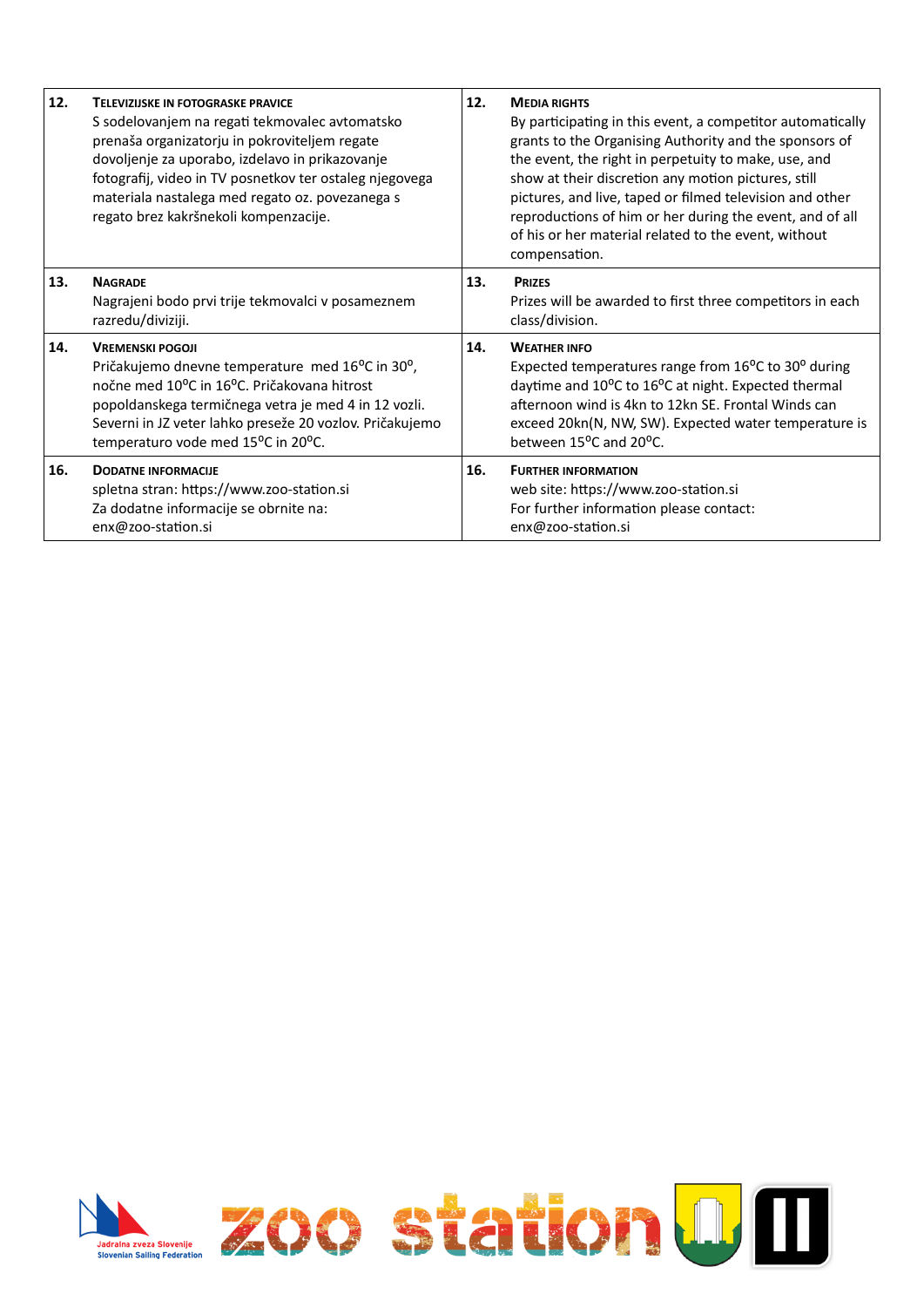| | | | |
|---|---|---|---|
| **12.** | **TELEVIZIJSKE IN FOTOGRASKE PRAVICE**<br>S sodelovanjem na regati tekmovalec avtomatsko prenaša organizatorju in pokroviteljem regate dovoljenje za uporabo, izdelavo in prikazovanje fotografij, video in TV posnetkov ter ostaleg njegovega materiala nastalega med regato oz. povezanega s regato brez kakršnekoli kompenzacije. | **12.** | **MEDIA RIGHTS**<br>By participating in this event, a competitor automatically grants to the Organising Authority and the sponsors of the event, the right in perpetuity to make, use, and show at their discretion any motion pictures, still pictures, and live, taped or filmed television and other reproductions of him or her during the event, and of all of his or her material related to the event, without compensation. |
| **13.** | **NAGRADE**<br>Nagrajeni bodo prvi trije tekmovalci v posameznem razredu/diviziji. | **13.** | **PRIZES**<br>Prizes will be awarded to first three competitors in each class/division. |
| **14.** | **VREMENSKI POGOJI**<br>Pričakujemo dnevne temperature med 16°C in 30°, nočne med 10°C in 16°C. Pričakovana hitrost popoldanskega termičnega vetra je med 4 in 12 vozli. Severni in JZ veter lahko preseže 20 vozlov. Pričakujemo temperaturo vode med 15°C in 20°C. | **14.** | **WEATHER INFO**<br>Expected temperatures range from 16°C to 30° during daytime and 10°C to 16°C at night. Expected thermal afternoon wind is 4kn to 12kn SE. Frontal Winds can exceed 20kn(N, NW, SW). Expected water temperature is between 15°C and 20°C. |
| **16.** | **DODATNE INFORMACIJE**<br>spletna stran: https://www.zoo-station.si<br>Za dodatne informacije se obrnite na:<br>enx@zoo-station.si | **16.** | **FURTHER INFORMATION**<br>web site: https://www.zoo-station.si<br>For further information please contact:<br>enx@zoo-station.si |

Jadralna zveza Slovenije
Slovenian Sailing Federation

zoo station